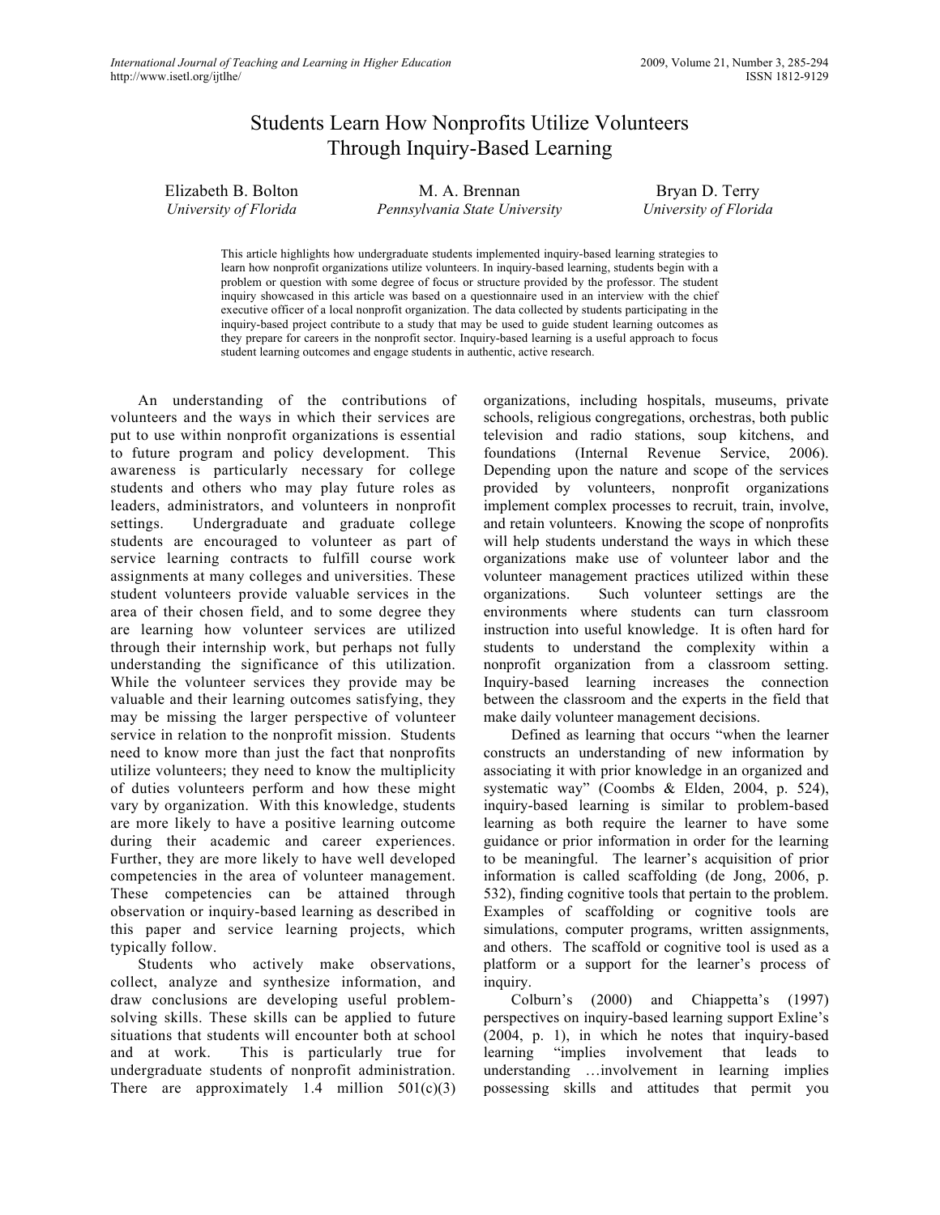# Students Learn How Nonprofits Utilize Volunteers Through Inquiry-Based Learning

Elizabeth B. Bolton
*University of Florida*

M. A. Brennan
*Pennsylvania State University*

Bryan D. Terry
*University of Florida*

This article highlights how undergraduate students implemented inquiry-based learning strategies to learn how nonprofit organizations utilize volunteers. In inquiry-based learning, students begin with a problem or question with some degree of focus or structure provided by the professor. The student inquiry showcased in this article was based on a questionnaire used in an interview with the chief executive officer of a local nonprofit organization. The data collected by students participating in the inquiry-based project contribute to a study that may be used to guide student learning outcomes as they prepare for careers in the nonprofit sector. Inquiry-based learning is a useful approach to focus student learning outcomes and engage students in authentic, active research.

An understanding of the contributions of volunteers and the ways in which their services are put to use within nonprofit organizations is essential to future program and policy development. This awareness is particularly necessary for college students and others who may play future roles as leaders, administrators, and volunteers in nonprofit settings. Undergraduate and graduate college students are encouraged to volunteer as part of service learning contracts to fulfill course work assignments at many colleges and universities. These student volunteers provide valuable services in the area of their chosen field, and to some degree they are learning how volunteer services are utilized through their internship work, but perhaps not fully understanding the significance of this utilization. While the volunteer services they provide may be valuable and their learning outcomes satisfying, they may be missing the larger perspective of volunteer service in relation to the nonprofit mission. Students need to know more than just the fact that nonprofits utilize volunteers; they need to know the multiplicity of duties volunteers perform and how these might vary by organization. With this knowledge, students are more likely to have a positive learning outcome during their academic and career experiences. Further, they are more likely to have well developed competencies in the area of volunteer management. These competencies can be attained through observation or inquiry-based learning as described in this paper and service learning projects, which typically follow.

Students who actively make observations, collect, analyze and synthesize information, and draw conclusions are developing useful problem-solving skills. These skills can be applied to future situations that students will encounter both at school and at work. This is particularly true for undergraduate students of nonprofit administration. There are approximately 1.4 million 501(c)(3) organizations, including hospitals, museums, private schools, religious congregations, orchestras, both public television and radio stations, soup kitchens, and foundations (Internal Revenue Service, 2006). Depending upon the nature and scope of the services provided by volunteers, nonprofit organizations implement complex processes to recruit, train, involve, and retain volunteers. Knowing the scope of nonprofits will help students understand the ways in which these organizations make use of volunteer labor and the volunteer management practices utilized within these organizations. Such volunteer settings are the environments where students can turn classroom instruction into useful knowledge. It is often hard for students to understand the complexity within a nonprofit organization from a classroom setting. Inquiry-based learning increases the connection between the classroom and the experts in the field that make daily volunteer management decisions.

Defined as learning that occurs "when the learner constructs an understanding of new information by associating it with prior knowledge in an organized and systematic way" (Coombs & Elden, 2004, p. 524), inquiry-based learning is similar to problem-based learning as both require the learner to have some guidance or prior information in order for the learning to be meaningful. The learner's acquisition of prior information is called scaffolding (de Jong, 2006, p. 532), finding cognitive tools that pertain to the problem. Examples of scaffolding or cognitive tools are simulations, computer programs, written assignments, and others. The scaffold or cognitive tool is used as a platform or a support for the learner's process of inquiry.

Colburn's (2000) and Chiappetta's (1997) perspectives on inquiry-based learning support Exline's (2004, p. 1), in which he notes that inquiry-based learning "implies involvement that leads to understanding …involvement in learning implies possessing skills and attitudes that permit you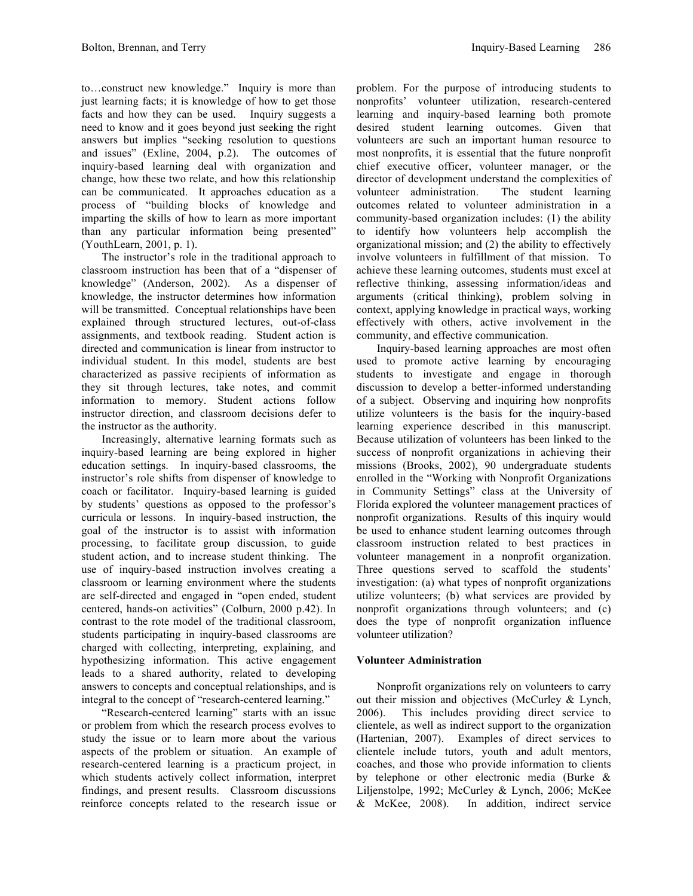to…construct new knowledge." Inquiry is more than just learning facts; it is knowledge of how to get those facts and how they can be used. Inquiry suggests a need to know and it goes beyond just seeking the right answers but implies "seeking resolution to questions and issues" (Exline, 2004, p.2). The outcomes of inquiry-based learning deal with organization and change, how these two relate, and how this relationship can be communicated. It approaches education as a process of "building blocks of knowledge and imparting the skills of how to learn as more important than any particular information being presented" (YouthLearn, 2001, p. 1).

The instructor's role in the traditional approach to classroom instruction has been that of a "dispenser of knowledge" (Anderson, 2002). As a dispenser of knowledge, the instructor determines how information will be transmitted. Conceptual relationships have been explained through structured lectures, out-of-class assignments, and textbook reading. Student action is directed and communication is linear from instructor to individual student. In this model, students are best characterized as passive recipients of information as they sit through lectures, take notes, and commit information to memory. Student actions follow instructor direction, and classroom decisions defer to the instructor as the authority.

Increasingly, alternative learning formats such as inquiry-based learning are being explored in higher education settings. In inquiry-based classrooms, the instructor's role shifts from dispenser of knowledge to coach or facilitator. Inquiry-based learning is guided by students' questions as opposed to the professor's curricula or lessons. In inquiry-based instruction, the goal of the instructor is to assist with information processing, to facilitate group discussion, to guide student action, and to increase student thinking. The use of inquiry-based instruction involves creating a classroom or learning environment where the students are self-directed and engaged in "open ended, student centered, hands-on activities" (Colburn, 2000 p.42). In contrast to the rote model of the traditional classroom, students participating in inquiry-based classrooms are charged with collecting, interpreting, explaining, and hypothesizing information. This active engagement leads to a shared authority, related to developing answers to concepts and conceptual relationships, and is integral to the concept of "research-centered learning."

"Research-centered learning" starts with an issue or problem from which the research process evolves to study the issue or to learn more about the various aspects of the problem or situation. An example of research-centered learning is a practicum project, in which students actively collect information, interpret findings, and present results. Classroom discussions reinforce concepts related to the research issue or problem. For the purpose of introducing students to nonprofits' volunteer utilization, research-centered learning and inquiry-based learning both promote desired student learning outcomes. Given that volunteers are such an important human resource to most nonprofits, it is essential that the future nonprofit chief executive officer, volunteer manager, or the director of development understand the complexities of volunteer administration. The student learning outcomes related to volunteer administration in a community-based organization includes: (1) the ability to identify how volunteers help accomplish the organizational mission; and (2) the ability to effectively involve volunteers in fulfillment of that mission. To achieve these learning outcomes, students must excel at reflective thinking, assessing information/ideas and arguments (critical thinking), problem solving in context, applying knowledge in practical ways, working effectively with others, active involvement in the community, and effective communication.

Inquiry-based learning approaches are most often used to promote active learning by encouraging students to investigate and engage in thorough discussion to develop a better-informed understanding of a subject. Observing and inquiring how nonprofits utilize volunteers is the basis for the inquiry-based learning experience described in this manuscript. Because utilization of volunteers has been linked to the success of nonprofit organizations in achieving their missions (Brooks, 2002), 90 undergraduate students enrolled in the "Working with Nonprofit Organizations in Community Settings" class at the University of Florida explored the volunteer management practices of nonprofit organizations. Results of this inquiry would be used to enhance student learning outcomes through classroom instruction related to best practices in volunteer management in a nonprofit organization. Three questions served to scaffold the students' investigation: (a) what types of nonprofit organizations utilize volunteers; (b) what services are provided by nonprofit organizations through volunteers; and (c) does the type of nonprofit organization influence volunteer utilization?

**Volunteer Administration**

Nonprofit organizations rely on volunteers to carry out their mission and objectives (McCurley & Lynch, 2006). This includes providing direct service to clientele, as well as indirect support to the organization (Hartenian, 2007). Examples of direct services to clientele include tutors, youth and adult mentors, coaches, and those who provide information to clients by telephone or other electronic media (Burke & Liljenstolpe, 1992; McCurley & Lynch, 2006; McKee & McKee, 2008). In addition, indirect service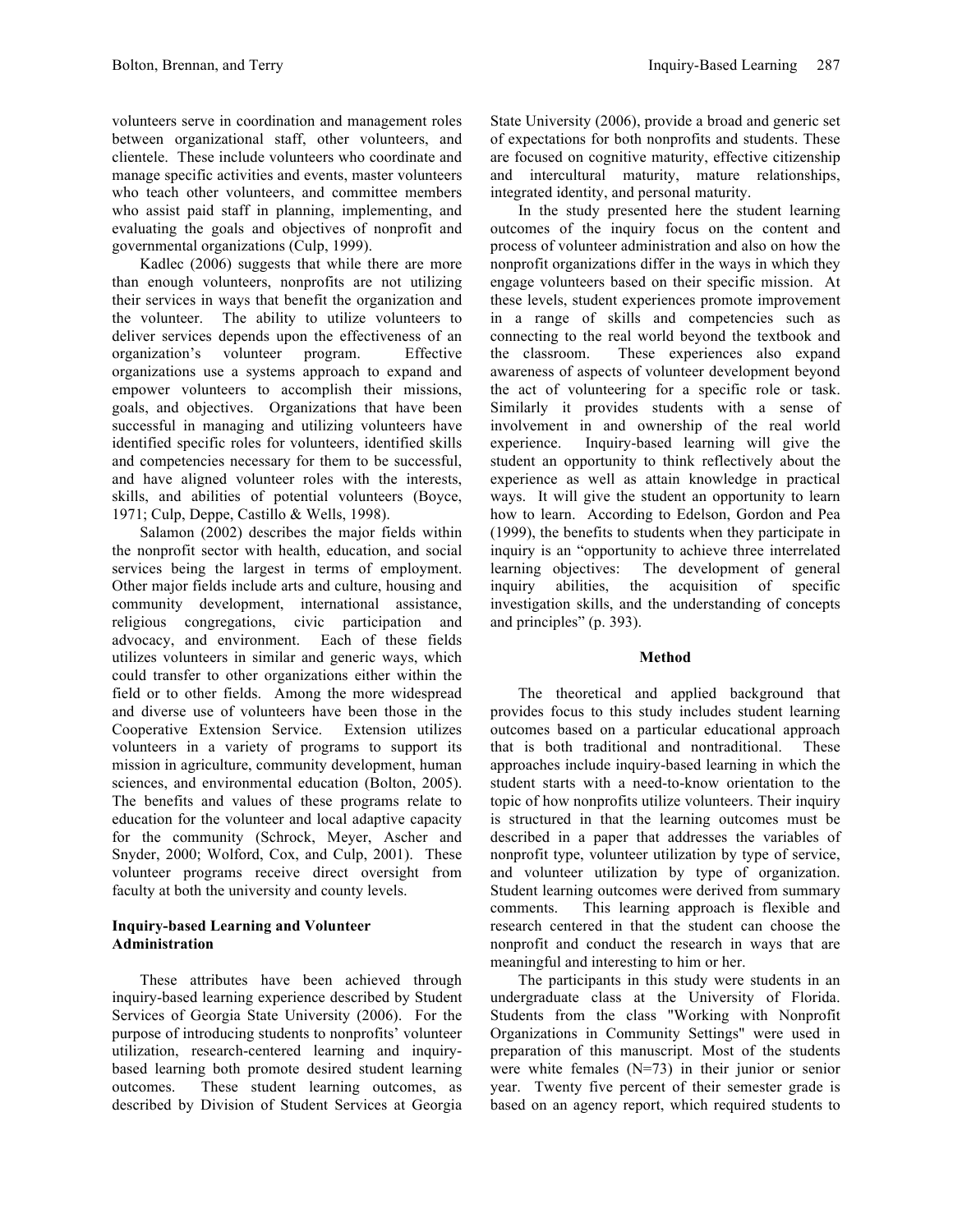volunteers serve in coordination and management roles between organizational staff, other volunteers, and clientele. These include volunteers who coordinate and manage specific activities and events, master volunteers who teach other volunteers, and committee members who assist paid staff in planning, implementing, and evaluating the goals and objectives of nonprofit and governmental organizations (Culp, 1999).

Kadlec (2006) suggests that while there are more than enough volunteers, nonprofits are not utilizing their services in ways that benefit the organization and the volunteer. The ability to utilize volunteers to deliver services depends upon the effectiveness of an organization's volunteer program. Effective organizations use a systems approach to expand and empower volunteers to accomplish their missions, goals, and objectives. Organizations that have been successful in managing and utilizing volunteers have identified specific roles for volunteers, identified skills and competencies necessary for them to be successful, and have aligned volunteer roles with the interests, skills, and abilities of potential volunteers (Boyce, 1971; Culp, Deppe, Castillo & Wells, 1998).

Salamon (2002) describes the major fields within the nonprofit sector with health, education, and social services being the largest in terms of employment. Other major fields include arts and culture, housing and community development, international assistance, religious congregations, civic participation and advocacy, and environment. Each of these fields utilizes volunteers in similar and generic ways, which could transfer to other organizations either within the field or to other fields. Among the more widespread and diverse use of volunteers have been those in the Cooperative Extension Service. Extension utilizes volunteers in a variety of programs to support its mission in agriculture, community development, human sciences, and environmental education (Bolton, 2005). The benefits and values of these programs relate to education for the volunteer and local adaptive capacity for the community (Schrock, Meyer, Ascher and Snyder, 2000; Wolford, Cox, and Culp, 2001). These volunteer programs receive direct oversight from faculty at both the university and county levels.

### Inquiry-based Learning and Volunteer Administration

These attributes have been achieved through inquiry-based learning experience described by Student Services of Georgia State University (2006). For the purpose of introducing students to nonprofits' volunteer utilization, research-centered learning and inquiry-based learning both promote desired student learning outcomes. These student learning outcomes, as described by Division of Student Services at Georgia State University (2006), provide a broad and generic set of expectations for both nonprofits and students. These are focused on cognitive maturity, effective citizenship and intercultural maturity, mature relationships, integrated identity, and personal maturity.

In the study presented here the student learning outcomes of the inquiry focus on the content and process of volunteer administration and also on how the nonprofit organizations differ in the ways in which they engage volunteers based on their specific mission. At these levels, student experiences promote improvement in a range of skills and competencies such as connecting to the real world beyond the textbook and the classroom. These experiences also expand awareness of aspects of volunteer development beyond the act of volunteering for a specific role or task. Similarly it provides students with a sense of involvement in and ownership of the real world experience. Inquiry-based learning will give the student an opportunity to think reflectively about the experience as well as attain knowledge in practical ways. It will give the student an opportunity to learn how to learn. According to Edelson, Gordon and Pea (1999), the benefits to students when they participate in inquiry is an "opportunity to achieve three interrelated learning objectives: The development of general inquiry abilities, the acquisition of specific investigation skills, and the understanding of concepts and principles" (p. 393).

## Method

The theoretical and applied background that provides focus to this study includes student learning outcomes based on a particular educational approach that is both traditional and nontraditional. These approaches include inquiry-based learning in which the student starts with a need-to-know orientation to the topic of how nonprofits utilize volunteers. Their inquiry is structured in that the learning outcomes must be described in a paper that addresses the variables of nonprofit type, volunteer utilization by type of service, and volunteer utilization by type of organization. Student learning outcomes were derived from summary comments. This learning approach is flexible and research centered in that the student can choose the nonprofit and conduct the research in ways that are meaningful and interesting to him or her.

The participants in this study were students in an undergraduate class at the University of Florida. Students from the class "Working with Nonprofit Organizations in Community Settings" were used in preparation of this manuscript. Most of the students were white females (N=73) in their junior or senior year. Twenty five percent of their semester grade is based on an agency report, which required students to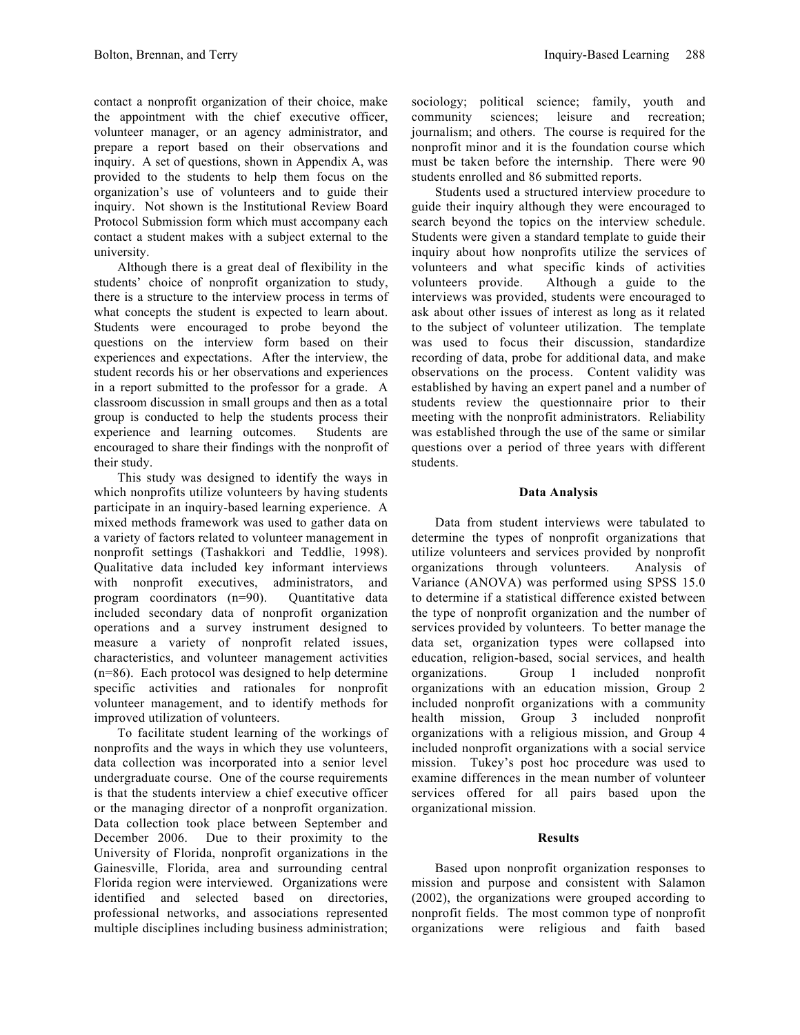contact a nonprofit organization of their choice, make the appointment with the chief executive officer, volunteer manager, or an agency administrator, and prepare a report based on their observations and inquiry. A set of questions, shown in Appendix A, was provided to the students to help them focus on the organization's use of volunteers and to guide their inquiry. Not shown is the Institutional Review Board Protocol Submission form which must accompany each contact a student makes with a subject external to the university.

Although there is a great deal of flexibility in the students' choice of nonprofit organization to study, there is a structure to the interview process in terms of what concepts the student is expected to learn about. Students were encouraged to probe beyond the questions on the interview form based on their experiences and expectations. After the interview, the student records his or her observations and experiences in a report submitted to the professor for a grade. A classroom discussion in small groups and then as a total group is conducted to help the students process their experience and learning outcomes. Students are encouraged to share their findings with the nonprofit of their study.

This study was designed to identify the ways in which nonprofits utilize volunteers by having students participate in an inquiry-based learning experience. A mixed methods framework was used to gather data on a variety of factors related to volunteer management in nonprofit settings (Tashakkori and Teddlie, 1998). Qualitative data included key informant interviews with nonprofit executives, administrators, and program coordinators (n=90). Quantitative data included secondary data of nonprofit organization operations and a survey instrument designed to measure a variety of nonprofit related issues, characteristics, and volunteer management activities (n=86). Each protocol was designed to help determine specific activities and rationales for nonprofit volunteer management, and to identify methods for improved utilization of volunteers.

To facilitate student learning of the workings of nonprofits and the ways in which they use volunteers, data collection was incorporated into a senior level undergraduate course. One of the course requirements is that the students interview a chief executive officer or the managing director of a nonprofit organization. Data collection took place between September and December 2006. Due to their proximity to the University of Florida, nonprofit organizations in the Gainesville, Florida, area and surrounding central Florida region were interviewed. Organizations were identified and selected based on directories, professional networks, and associations represented multiple disciplines including business administration; sociology; political science; family, youth and community sciences; leisure and recreation; journalism; and others. The course is required for the nonprofit minor and it is the foundation course which must be taken before the internship. There were 90 students enrolled and 86 submitted reports.

Students used a structured interview procedure to guide their inquiry although they were encouraged to search beyond the topics on the interview schedule. Students were given a standard template to guide their inquiry about how nonprofits utilize the services of volunteers and what specific kinds of activities volunteers provide. Although a guide to the interviews was provided, students were encouraged to ask about other issues of interest as long as it related to the subject of volunteer utilization. The template was used to focus their discussion, standardize recording of data, probe for additional data, and make observations on the process. Content validity was established by having an expert panel and a number of students review the questionnaire prior to their meeting with the nonprofit administrators. Reliability was established through the use of the same or similar questions over a period of three years with different students.

### Data Analysis

Data from student interviews were tabulated to determine the types of nonprofit organizations that utilize volunteers and services provided by nonprofit organizations through volunteers. Analysis of Variance (ANOVA) was performed using SPSS 15.0 to determine if a statistical difference existed between the type of nonprofit organization and the number of services provided by volunteers. To better manage the data set, organization types were collapsed into education, religion-based, social services, and health organizations. Group 1 included nonprofit organizations with an education mission, Group 2 included nonprofit organizations with a community health mission, Group 3 included nonprofit organizations with a religious mission, and Group 4 included nonprofit organizations with a social service mission. Tukey's post hoc procedure was used to examine differences in the mean number of volunteer services offered for all pairs based upon the organizational mission.

### Results

Based upon nonprofit organization responses to mission and purpose and consistent with Salamon (2002), the organizations were grouped according to nonprofit fields. The most common type of nonprofit organizations were religious and faith based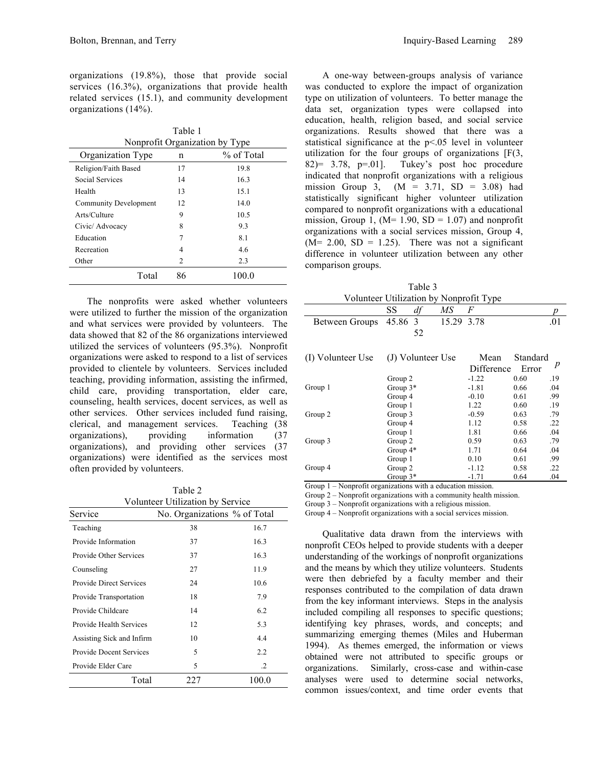organizations (19.8%), those that provide social services (16.3%), organizations that provide health related services (15.1), and community development organizations (14%).

Table 1
Nonprofit Organization by Type

| Organization Type | n | % of Total |
|---|---|---|
| Religion/Faith Based | 17 | 19.8 |
| Social Services | 14 | 16.3 |
| Health | 13 | 15.1 |
| Community Development | 12 | 14.0 |
| Arts/Culture | 9 | 10.5 |
| Civic/ Advocacy | 8 | 9.3 |
| Education | 7 | 8.1 |
| Recreation | 4 | 4.6 |
| Other | 2 | 2.3 |
| Total | 86 | 100.0 |

The nonprofits were asked whether volunteers were utilized to further the mission of the organization and what services were provided by volunteers. The data showed that 82 of the 86 organizations interviewed utilized the services of volunteers (95.3%). Nonprofit organizations were asked to respond to a list of services provided to clientele by volunteers. Services included teaching, providing information, assisting the infirmed, child care, providing transportation, elder care, counseling, health services, docent services, as well as other services. Other services included fund raising, clerical, and management services. Teaching (38 organizations), providing information (37 organizations), and providing other services (37 organizations) were identified as the services most often provided by volunteers.

Table 2
Volunteer Utilization by Service

| Service | No. Organizations | % of Total |
|---|---|---|
| Teaching | 38 | 16.7 |
| Provide Information | 37 | 16.3 |
| Provide Other Services | 37 | 16.3 |
| Counseling | 27 | 11.9 |
| Provide Direct Services | 24 | 10.6 |
| Provide Transportation | 18 | 7.9 |
| Provide Childcare | 14 | 6.2 |
| Provide Health Services | 12 | 5.3 |
| Assisting Sick and Infirm | 10 | 4.4 |
| Provide Docent Services | 5 | 2.2 |
| Provide Elder Care | 5 | .2 |
| Total | 227 | 100.0 |

A one-way between-groups analysis of variance was conducted to explore the impact of organization type on utilization of volunteers. To better manage the data set, organization types were collapsed into education, health, religion based, and social service organizations. Results showed that there was a statistical significance at the $p<.05$ level in volunteer utilization for the four groups of organizations [$F(3, 82)= 3.78$, $p=.01$]. Tukey's post hoc procedure indicated that nonprofit organizations with a religious mission Group 3, ($M = 3.71$, $SD = 3.08$) had statistically significant higher volunteer utilization compared to nonprofit organizations with a educational mission, Group 1, ($M= 1.90$, $SD = 1.07$) and nonprofit organizations with a social services mission, Group 4, ($M= 2.00$, $SD = 1.25$). There was not a significant difference in volunteer utilization between any other comparison groups.

Table 3
Volunteer Utilization by Nonprofit Type

| | SS | *df* | *MS* | *F* | *p* |
|---|---|---|---|---|---|
| Between Groups | 45.86 | 3<br>52 | 15.29 | 3.78 | .01 |

| (I) Volunteer Use | (J) Volunteer Use | Mean Difference | Standard Error | *p* |
|---|---|---|---|---|
| Group 1 | Group 2 | -1.22 | 0.60 | .19 |
| | Group 3* | -1.81 | 0.66 | .04 |
| | Group 4 | -0.10 | 0.61 | .99 |
| Group 2 | Group 1 | 1.22 | 0.60 | .19 |
| | Group 3 | -0.59 | 0.63 | .79 |
| | Group 4 | 1.12 | 0.58 | .22 |
| Group 3 | Group 1 | 1.81 | 0.66 | .04 |
| | Group 2 | 0.59 | 0.63 | .79 |
| | Group 4* | 1.71 | 0.64 | .04 |
| Group 4 | Group 1 | 0.10 | 0.61 | .99 |
| | Group 2 | -1.12 | 0.58 | .22 |
| | Group 3* | -1.71 | 0.64 | .04 |

Group 1 – Nonprofit organizations with a education mission.
Group 2 – Nonprofit organizations with a community health mission.
Group 3 – Nonprofit organizations with a religious mission.
Group 4 – Nonprofit organizations with a social services mission.

Qualitative data drawn from the interviews with nonprofit CEOs helped to provide students with a deeper understanding of the workings of nonprofit organizations and the means by which they utilize volunteers. Students were then debriefed by a faculty member and their responses contributed to the compilation of data drawn from the key informant interviews. Steps in the analysis included compiling all responses to specific questions; identifying key phrases, words, and concepts; and summarizing emerging themes (Miles and Huberman 1994). As themes emerged, the information or views obtained were not attributed to specific groups or organizations. Similarly, cross-case and within-case analyses were used to determine social networks, common issues/context, and time order events that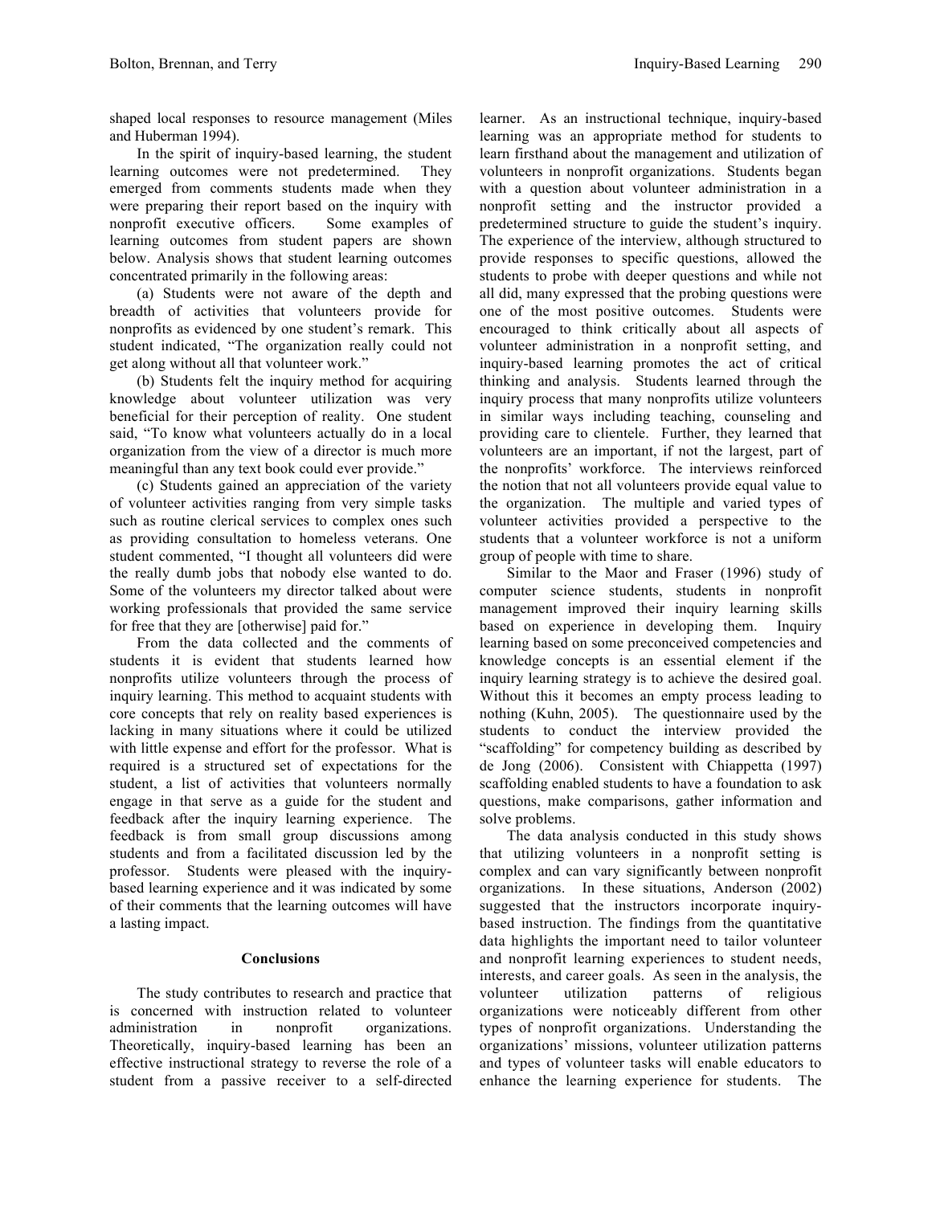shaped local responses to resource management (Miles and Huberman 1994).

In the spirit of inquiry-based learning, the student learning outcomes were not predetermined. They emerged from comments students made when they were preparing their report based on the inquiry with nonprofit executive officers. Some examples of learning outcomes from student papers are shown below. Analysis shows that student learning outcomes concentrated primarily in the following areas:

(a) Students were not aware of the depth and breadth of activities that volunteers provide for nonprofits as evidenced by one student's remark. This student indicated, "The organization really could not get along without all that volunteer work."

(b) Students felt the inquiry method for acquiring knowledge about volunteer utilization was very beneficial for their perception of reality. One student said, "To know what volunteers actually do in a local organization from the view of a director is much more meaningful than any text book could ever provide."

(c) Students gained an appreciation of the variety of volunteer activities ranging from very simple tasks such as routine clerical services to complex ones such as providing consultation to homeless veterans. One student commented, "I thought all volunteers did were the really dumb jobs that nobody else wanted to do. Some of the volunteers my director talked about were working professionals that provided the same service for free that they are [otherwise] paid for."

From the data collected and the comments of students it is evident that students learned how nonprofits utilize volunteers through the process of inquiry learning. This method to acquaint students with core concepts that rely on reality based experiences is lacking in many situations where it could be utilized with little expense and effort for the professor. What is required is a structured set of expectations for the student, a list of activities that volunteers normally engage in that serve as a guide for the student and feedback after the inquiry learning experience. The feedback is from small group discussions among students and from a facilitated discussion led by the professor. Students were pleased with the inquiry-based learning experience and it was indicated by some of their comments that the learning outcomes will have a lasting impact.

## Conclusions

The study contributes to research and practice that is concerned with instruction related to volunteer administration in nonprofit organizations. Theoretically, inquiry-based learning has been an effective instructional strategy to reverse the role of a student from a passive receiver to a self-directed learner. As an instructional technique, inquiry-based learning was an appropriate method for students to learn firsthand about the management and utilization of volunteers in nonprofit organizations. Students began with a question about volunteer administration in a nonprofit setting and the instructor provided a predetermined structure to guide the student's inquiry. The experience of the interview, although structured to provide responses to specific questions, allowed the students to probe with deeper questions and while not all did, many expressed that the probing questions were one of the most positive outcomes. Students were encouraged to think critically about all aspects of volunteer administration in a nonprofit setting, and inquiry-based learning promotes the act of critical thinking and analysis. Students learned through the inquiry process that many nonprofits utilize volunteers in similar ways including teaching, counseling and providing care to clientele. Further, they learned that volunteers are an important, if not the largest, part of the nonprofits' workforce. The interviews reinforced the notion that not all volunteers provide equal value to the organization. The multiple and varied types of volunteer activities provided a perspective to the students that a volunteer workforce is not a uniform group of people with time to share.

Similar to the Maor and Fraser (1996) study of computer science students, students in nonprofit management improved their inquiry learning skills based on experience in developing them. Inquiry learning based on some preconceived competencies and knowledge concepts is an essential element if the inquiry learning strategy is to achieve the desired goal. Without this it becomes an empty process leading to nothing (Kuhn, 2005). The questionnaire used by the students to conduct the interview provided the "scaffolding" for competency building as described by de Jong (2006). Consistent with Chiappetta (1997) scaffolding enabled students to have a foundation to ask questions, make comparisons, gather information and solve problems.

The data analysis conducted in this study shows that utilizing volunteers in a nonprofit setting is complex and can vary significantly between nonprofit organizations. In these situations, Anderson (2002) suggested that the instructors incorporate inquiry-based instruction. The findings from the quantitative data highlights the important need to tailor volunteer and nonprofit learning experiences to student needs, interests, and career goals. As seen in the analysis, the volunteer utilization patterns of religious organizations were noticeably different from other types of nonprofit organizations. Understanding the organizations' missions, volunteer utilization patterns and types of volunteer tasks will enable educators to enhance the learning experience for students. The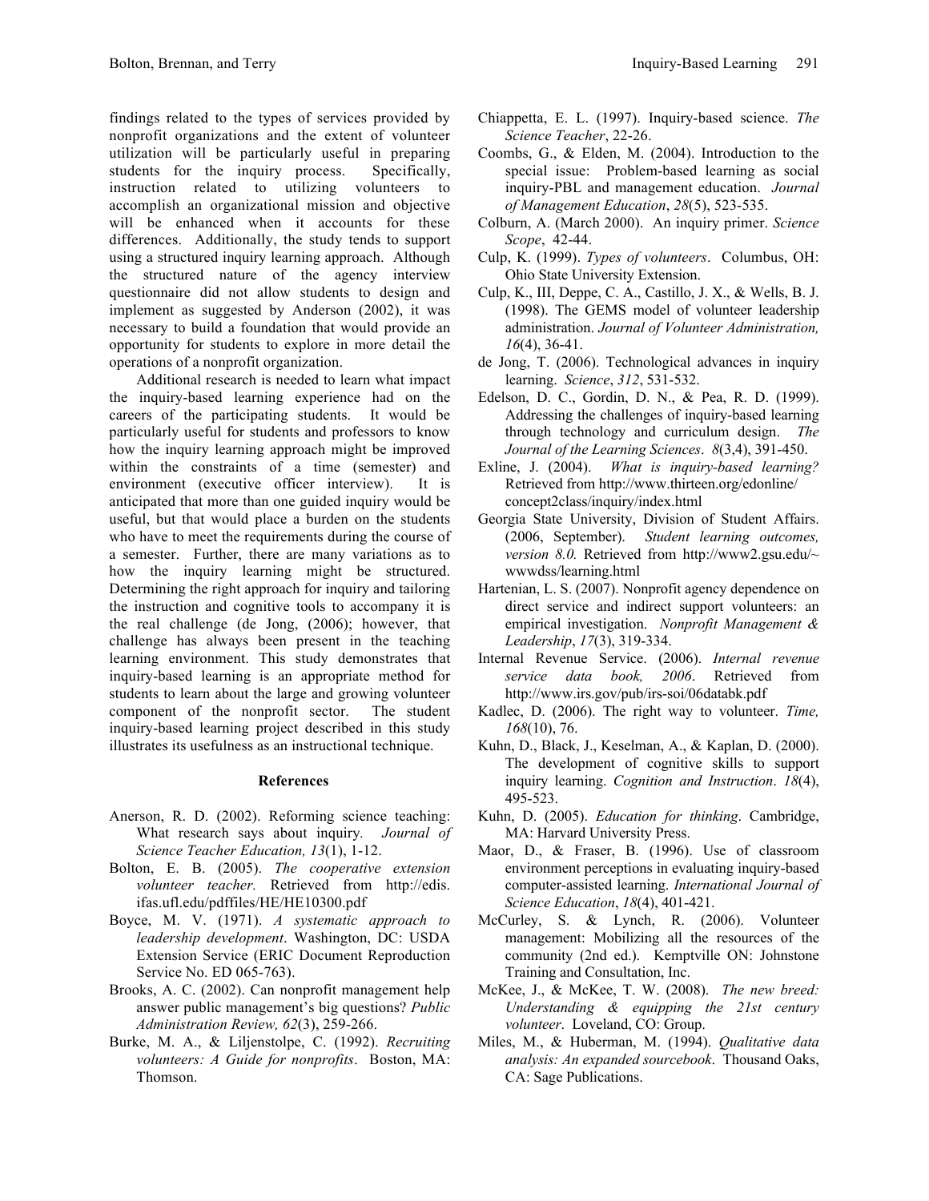findings related to the types of services provided by nonprofit organizations and the extent of volunteer utilization will be particularly useful in preparing students for the inquiry process. Specifically, instruction related to utilizing volunteers to accomplish an organizational mission and objective will be enhanced when it accounts for these differences. Additionally, the study tends to support using a structured inquiry learning approach. Although the structured nature of the agency interview questionnaire did not allow students to design and implement as suggested by Anderson (2002), it was necessary to build a foundation that would provide an opportunity for students to explore in more detail the operations of a nonprofit organization.

Additional research is needed to learn what impact the inquiry-based learning experience had on the careers of the participating students. It would be particularly useful for students and professors to know how the inquiry learning approach might be improved within the constraints of a time (semester) and environment (executive officer interview). It is anticipated that more than one guided inquiry would be useful, but that would place a burden on the students who have to meet the requirements during the course of a semester. Further, there are many variations as to how the inquiry learning might be structured. Determining the right approach for inquiry and tailoring the instruction and cognitive tools to accompany it is the real challenge (de Jong, (2006); however, that challenge has always been present in the teaching learning environment. This study demonstrates that inquiry-based learning is an appropriate method for students to learn about the large and growing volunteer component of the nonprofit sector. The student inquiry-based learning project described in this study illustrates its usefulness as an instructional technique.

## References

Anerson, R. D. (2002). Reforming science teaching: What research says about inquiry. *Journal of Science Teacher Education, 13*(1), 1-12.

Bolton, E. B. (2005). *The cooperative extension volunteer teacher.* Retrieved from http://edis.ifas.ufl.edu/pdffiles/HE/HE10300.pdf

Boyce, M. V. (1971). *A systematic approach to leadership development*. Washington, DC: USDA Extension Service (ERIC Document Reproduction Service No. ED 065-763).

Brooks, A. C. (2002). Can nonprofit management help answer public management's big questions? *Public Administration Review, 62*(3), 259-266.

Burke, M. A., & Liljenstolpe, C. (1992). *Recruiting volunteers: A Guide for nonprofits*. Boston, MA: Thomson.

Chiappetta, E. L. (1997). Inquiry-based science. *The Science Teacher*, 22-26.

Coombs, G., & Elden, M. (2004). Introduction to the special issue: Problem-based learning as social inquiry-PBL and management education. *Journal of Management Education*, *28*(5), 523-535.

Colburn, A. (March 2000). An inquiry primer. *Science Scope*, 42-44.

Culp, K. (1999). *Types of volunteers*. Columbus, OH: Ohio State University Extension.

Culp, K., III, Deppe, C. A., Castillo, J. X., & Wells, B. J. (1998). The GEMS model of volunteer leadership administration. *Journal of Volunteer Administration, 16*(4), 36-41.

de Jong, T. (2006). Technological advances in inquiry learning. *Science*, *312*, 531-532.

Edelson, D. C., Gordin, D. N., & Pea, R. D. (1999). Addressing the challenges of inquiry-based learning through technology and curriculum design. *The Journal of the Learning Sciences*. *8*(3,4), 391-450.

Exline, J. (2004). *What is inquiry-based learning?* Retrieved from http://www.thirteen.org/edonline/concept2class/inquiry/index.html

Georgia State University, Division of Student Affairs. (2006, September). *Student learning outcomes, version 8.0.* Retrieved from http://www2.gsu.edu/~wwwdss/learning.html

Hartenian, L. S. (2007). Nonprofit agency dependence on direct service and indirect support volunteers: an empirical investigation. *Nonprofit Management & Leadership*, *17*(3), 319-334.

Internal Revenue Service. (2006). *Internal revenue service data book, 2006*. Retrieved from http://www.irs.gov/pub/irs-soi/06databk.pdf

Kadlec, D. (2006). The right way to volunteer. *Time, 168*(10), 76.

Kuhn, D., Black, J., Keselman, A., & Kaplan, D. (2000). The development of cognitive skills to support inquiry learning. *Cognition and Instruction*. *18*(4), 495-523.

Kuhn, D. (2005). *Education for thinking*. Cambridge, MA: Harvard University Press.

Maor, D., & Fraser, B. (1996). Use of classroom environment perceptions in evaluating inquiry-based computer-assisted learning. *International Journal of Science Education*, *18*(4), 401-421.

McCurley, S. & Lynch, R. (2006). Volunteer management: Mobilizing all the resources of the community (2nd ed.). Kemptville ON: Johnstone Training and Consultation, Inc.

McKee, J., & McKee, T. W. (2008). *The new breed: Understanding & equipping the 21st century volunteer*. Loveland, CO: Group.

Miles, M., & Huberman, M. (1994). *Qualitative data analysis: An expanded sourcebook*. Thousand Oaks, CA: Sage Publications.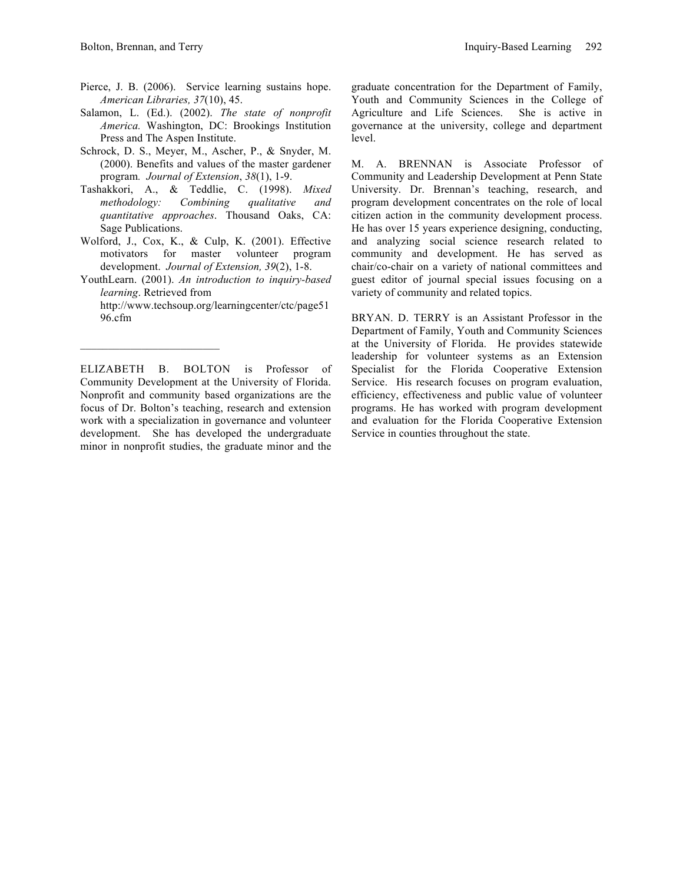Pierce, J. B. (2006). Service learning sustains hope. *American Libraries, 37*(10), 45.

Salamon, L. (Ed.). (2002). *The state of nonprofit America.* Washington, DC: Brookings Institution Press and The Aspen Institute.

Schrock, D. S., Meyer, M., Ascher, P., & Snyder, M. (2000). Benefits and values of the master gardener program. *Journal of Extension*, *38*(1), 1-9.

Tashakkori, A., & Teddlie, C. (1998). *Mixed methodology: Combining qualitative and quantitative approaches*. Thousand Oaks, CA: Sage Publications.

Wolford, J., Cox, K., & Culp, K. (2001). Effective motivators for master volunteer program development. *Journal of Extension, 39*(2), 1-8.

YouthLearn. (2001). *An introduction to inquiry-based learning*. Retrieved from http://www.techsoup.org/learningcenter/ctc/page5196.cfm

---

ELIZABETH B. BOLTON is Professor of Community Development at the University of Florida. Nonprofit and community based organizations are the focus of Dr. Bolton's teaching, research and extension work with a specialization in governance and volunteer development. She has developed the undergraduate minor in nonprofit studies, the graduate minor and the graduate concentration for the Department of Family, Youth and Community Sciences in the College of Agriculture and Life Sciences. She is active in governance at the university, college and department level.

M. A. BRENNAN is Associate Professor of Community and Leadership Development at Penn State University. Dr. Brennan's teaching, research, and program development concentrates on the role of local citizen action in the community development process. He has over 15 years experience designing, conducting, and analyzing social science research related to community and development. He has served as chair/co-chair on a variety of national committees and guest editor of journal special issues focusing on a variety of community and related topics.

BRYAN. D. TERRY is an Assistant Professor in the Department of Family, Youth and Community Sciences at the University of Florida. He provides statewide leadership for volunteer systems as an Extension Specialist for the Florida Cooperative Extension Service. His research focuses on program evaluation, efficiency, effectiveness and public value of volunteer programs. He has worked with program development and evaluation for the Florida Cooperative Extension Service in counties throughout the state.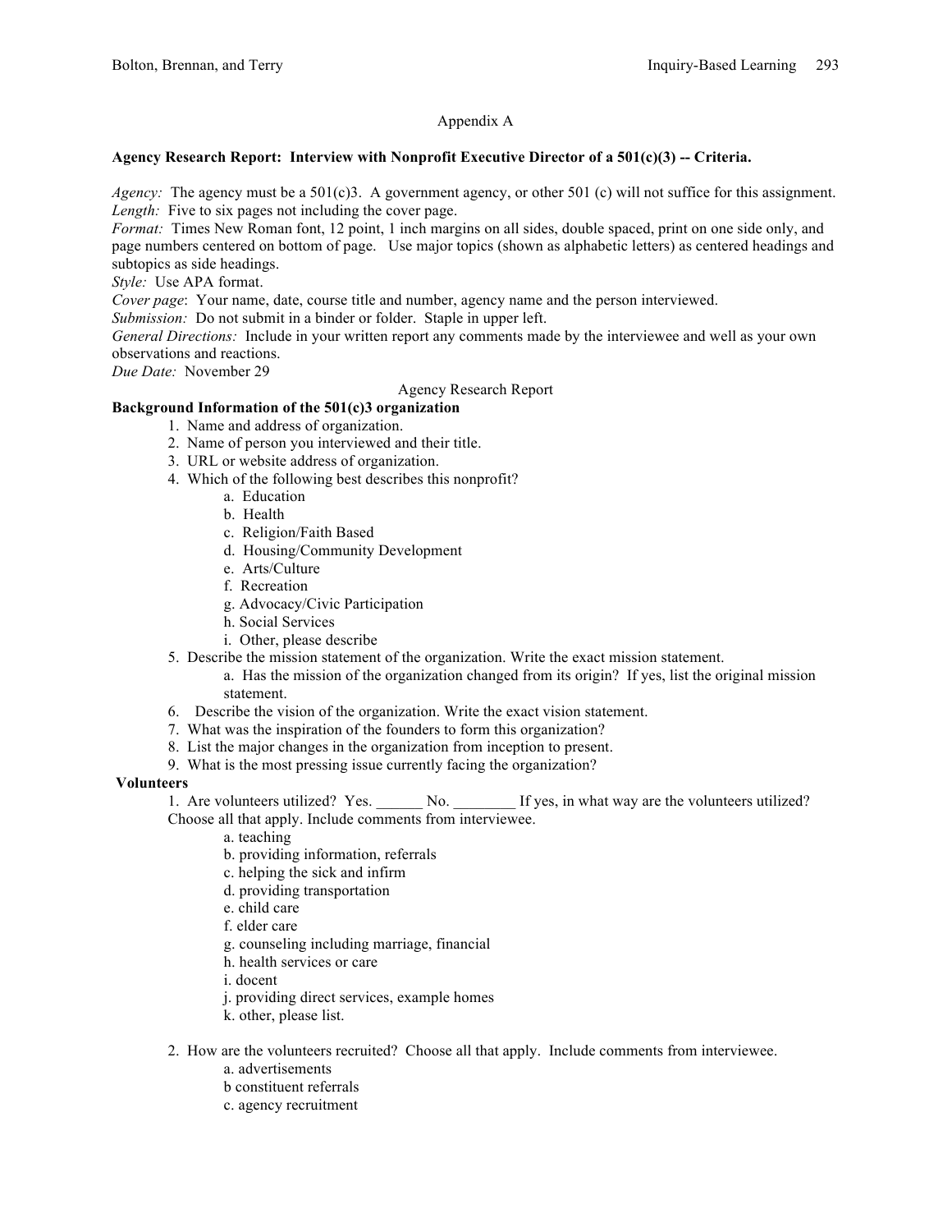## Appendix A

**Agency Research Report: Interview with Nonprofit Executive Director of a 501(c)(3) -- Criteria.**

*Agency:* The agency must be a 501(c)3. A government agency, or other 501 (c) will not suffice for this assignment.
*Length:* Five to six pages not including the cover page.
*Format:* Times New Roman font, 12 point, 1 inch margins on all sides, double spaced, print on one side only, and page numbers centered on bottom of page. Use major topics (shown as alphabetic letters) as centered headings and subtopics as side headings.
*Style:* Use APA format.
*Cover page*: Your name, date, course title and number, agency name and the person interviewed.
*Submission:* Do not submit in a binder or folder. Staple in upper left.
*General Directions:* Include in your written report any comments made by the interviewee and well as your own observations and reactions.
*Due Date:* November 29

### Agency Research Report

**Background Information of the 501(c)3 organization**

1. Name and address of organization.
2. Name of person you interviewed and their title.
3. URL or website address of organization.
4. Which of the following best describes this nonprofit?
    a. Education
    b. Health
    c. Religion/Faith Based
    d. Housing/Community Development
    e. Arts/Culture
    f. Recreation
    g. Advocacy/Civic Participation
    h. Social Services
    i. Other, please describe
5. Describe the mission statement of the organization. Write the exact mission statement.
    a. Has the mission of the organization changed from its origin? If yes, list the original mission statement.
6. Describe the vision of the organization. Write the exact vision statement.
7. What was the inspiration of the founders to form this organization?
8. List the major changes in the organization from inception to present.
9. What is the most pressing issue currently facing the organization?

**Volunteers**

1. Are volunteers utilized? Yes. ______ No. ________ If yes, in what way are the volunteers utilized? Choose all that apply. Include comments from interviewee.
    a. teaching
    b. providing information, referrals
    c. helping the sick and infirm
    d. providing transportation
    e. child care
    f. elder care
    g. counseling including marriage, financial
    h. health services or care
    i. docent
    j. providing direct services, example homes
    k. other, please list.

2. How are the volunteers recruited? Choose all that apply. Include comments from interviewee.
    a. advertisements
    b constituent referrals
    c. agency recruitment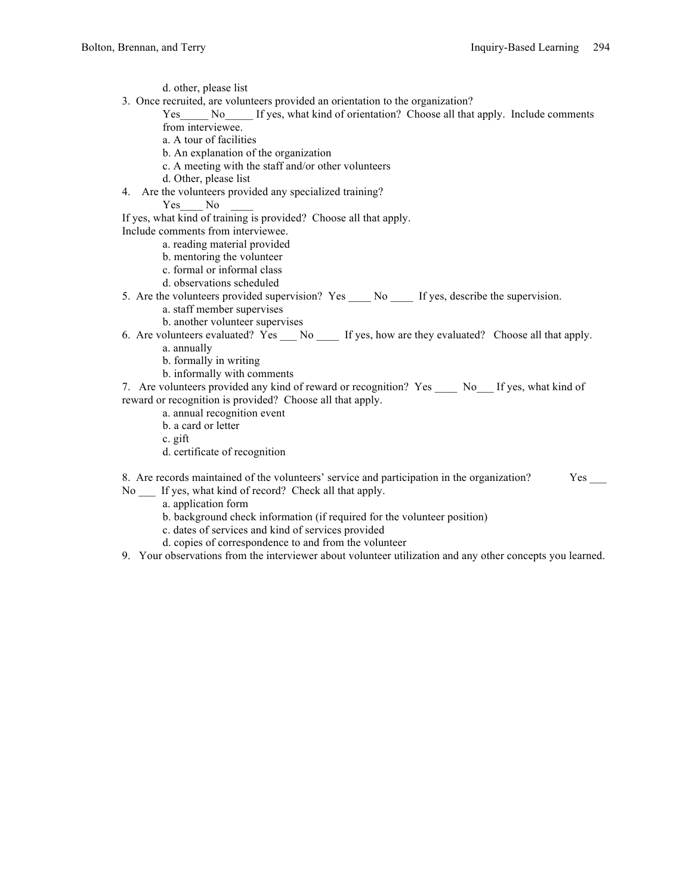d. other, please list

3. Once recruited, are volunteers provided an orientation to the organization?
   
   Yes_____ No_____ If yes, what kind of orientation? Choose all that apply. Include comments from interviewee.
   
   a. A tour of facilities
   
   b. An explanation of the organization
   
   c. A meeting with the staff and/or other volunteers
   
   d. Other, please list

4. Are the volunteers provided any specialized training?
   
   Yes____ No ____
   
   If yes, what kind of training is provided? Choose all that apply.
   Include comments from interviewee.
   
   a. reading material provided
   
   b. mentoring the volunteer
   
   c. formal or informal class
   
   d. observations scheduled

5. Are the volunteers provided supervision? Yes ____ No ____ If yes, describe the supervision.
   
   a. staff member supervises
   
   b. another volunteer supervises

6. Are volunteers evaluated? Yes ___ No ____ If yes, how are they evaluated? Choose all that apply.
   
   a. annually
   
   b. formally in writing
   
   b. informally with comments

7. Are volunteers provided any kind of reward or recognition? Yes ____ No___ If yes, what kind of reward or recognition is provided? Choose all that apply.
   
   a. annual recognition event
   
   b. a card or letter
   
   c. gift
   
   d. certificate of recognition

8. Are records maintained of the volunteers' service and participation in the organization? Yes ___ No ___ If yes, what kind of record? Check all that apply.
   
   a. application form
   
   b. background check information (if required for the volunteer position)
   
   c. dates of services and kind of services provided
   
   d. copies of correspondence to and from the volunteer

9. Your observations from the interviewer about volunteer utilization and any other concepts you learned.